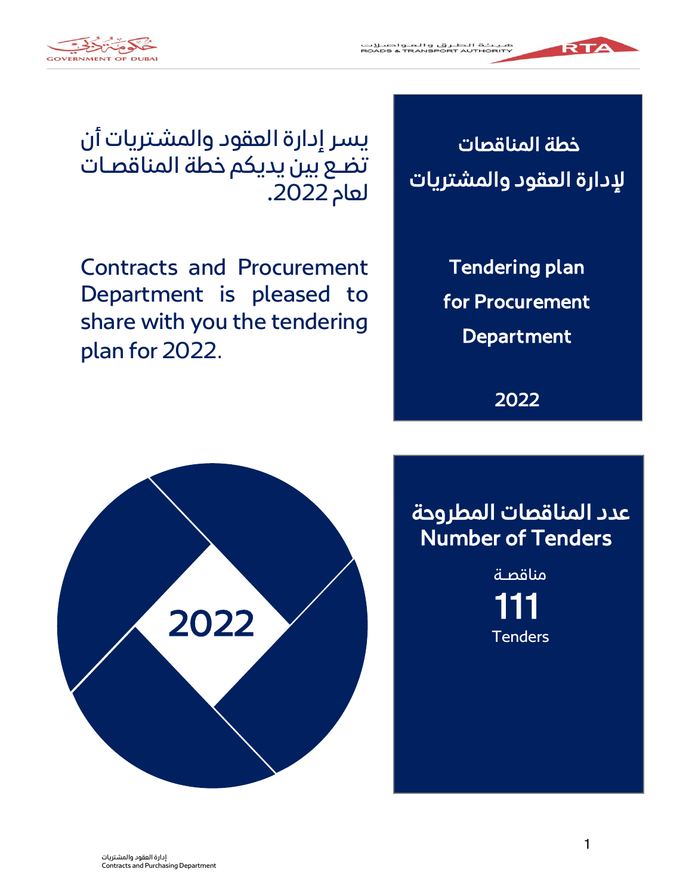# خطة المناقصات لإدارة العقود والمشتريات

# Tendering plan for Procurement Department

## 2022

يسر إدارة العقود والمشتريات أن تضع بين يديكم خطة المناقصات لعام 2022.

Contracts and Procurement Department is pleased to share with you the tendering plan for 2022.

2022

## عدد المناقصات المطروحة
## Number of Tenders

مناقصة

**111**

Tenders

إدارة العقود والمشتريات
Contracts and Purchasing Department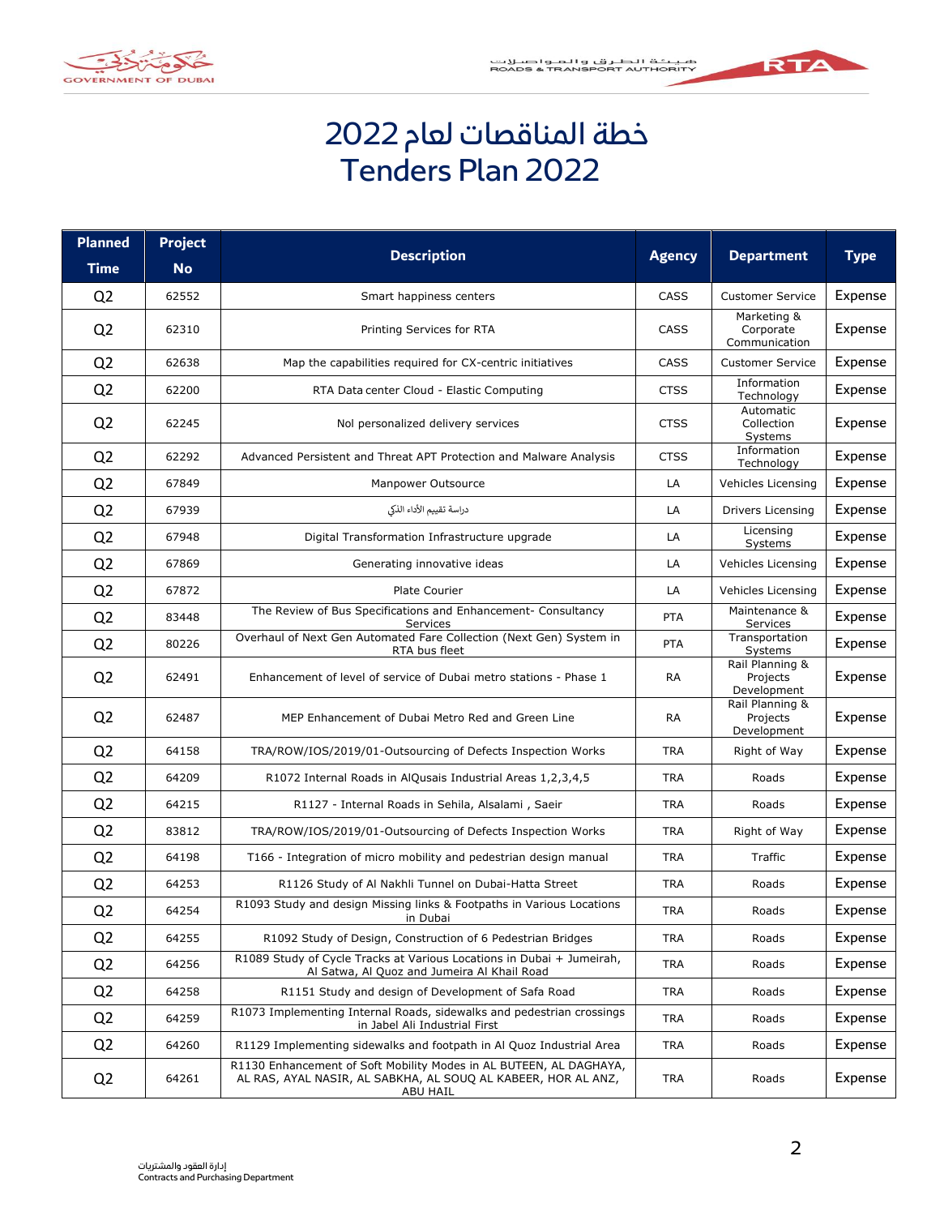# خطة المناقصات لعام 2022
# Tenders Plan 2022

| Planned Time | Project No | Description | Agency | Department | Type |
|---|---|---|---|---|---|
| Q2 | 62552 | Smart happiness centers | CASS | Customer Service | Expense |
| Q2 | 62310 | Printing Services for RTA | CASS | Marketing & Corporate Communication | Expense |
| Q2 | 62638 | Map the capabilities required for CX-centric initiatives | CASS | Customer Service | Expense |
| Q2 | 62200 | RTA Data center Cloud - Elastic Computing | CTSS | Information Technology | Expense |
| Q2 | 62245 | Nol personalized delivery services | CTSS | Automatic Collection Systems | Expense |
| Q2 | 62292 | Advanced Persistent and Threat APT Protection and Malware Analysis | CTSS | Information Technology | Expense |
| Q2 | 67849 | Manpower Outsource | LA | Vehicles Licensing | Expense |
| Q2 | 67939 | دراسة تقييم الأداء الذكي | LA | Drivers Licensing | Expense |
| Q2 | 67948 | Digital Transformation Infrastructure upgrade | LA | Licensing Systems | Expense |
| Q2 | 67869 | Generating innovative ideas | LA | Vehicles Licensing | Expense |
| Q2 | 67872 | Plate Courier | LA | Vehicles Licensing | Expense |
| Q2 | 83448 | The Review of Bus Specifications and Enhancement- Consultancy Services | PTA | Maintenance & Services | Expense |
| Q2 | 80226 | Overhaul of Next Gen Automated Fare Collection (Next Gen) System in RTA bus fleet | PTA | Transportation Systems | Expense |
| Q2 | 62491 | Enhancement of level of service of Dubai metro stations - Phase 1 | RA | Rail Planning & Projects Development | Expense |
| Q2 | 62487 | MEP Enhancement of Dubai Metro Red and Green Line | RA | Rail Planning & Projects Development | Expense |
| Q2 | 64158 | TRA/ROW/IOS/2019/01-Outsourcing of Defects Inspection Works | TRA | Right of Way | Expense |
| Q2 | 64209 | R1072 Internal Roads in AlQusais Industrial Areas 1,2,3,4,5 | TRA | Roads | Expense |
| Q2 | 64215 | R1127 - Internal Roads in Sehila, Alsalami , Saeir | TRA | Roads | Expense |
| Q2 | 83812 | TRA/ROW/IOS/2019/01-Outsourcing of Defects Inspection Works | TRA | Right of Way | Expense |
| Q2 | 64198 | T166 - Integration of micro mobility and pedestrian design manual | TRA | Traffic | Expense |
| Q2 | 64253 | R1126 Study of Al Nakhli Tunnel on Dubai-Hatta Street | TRA | Roads | Expense |
| Q2 | 64254 | R1093 Study and design Missing links & Footpaths in Various Locations in Dubai | TRA | Roads | Expense |
| Q2 | 64255 | R1092 Study of Design, Construction of 6 Pedestrian Bridges | TRA | Roads | Expense |
| Q2 | 64256 | R1089 Study of Cycle Tracks at Various Locations in Dubai + Jumeirah, Al Satwa, Al Quoz and Jumeira Al Khail Road | TRA | Roads | Expense |
| Q2 | 64258 | R1151 Study and design of Development of Safa Road | TRA | Roads | Expense |
| Q2 | 64259 | R1073 Implementing Internal Roads, sidewalks and pedestrian crossings in Jabel Ali Industrial First | TRA | Roads | Expense |
| Q2 | 64260 | R1129 Implementing sidewalks and footpath in Al Quoz Industrial Area | TRA | Roads | Expense |
| Q2 | 64261 | R1130 Enhancement of Soft Mobility Modes in AL BUTEEN, AL DAGHAYA, AL RAS, AYAL NASIR, AL SABKHA, AL SOUQ AL KABEER, HOR AL ANZ, ABU HAIL | TRA | Roads | Expense |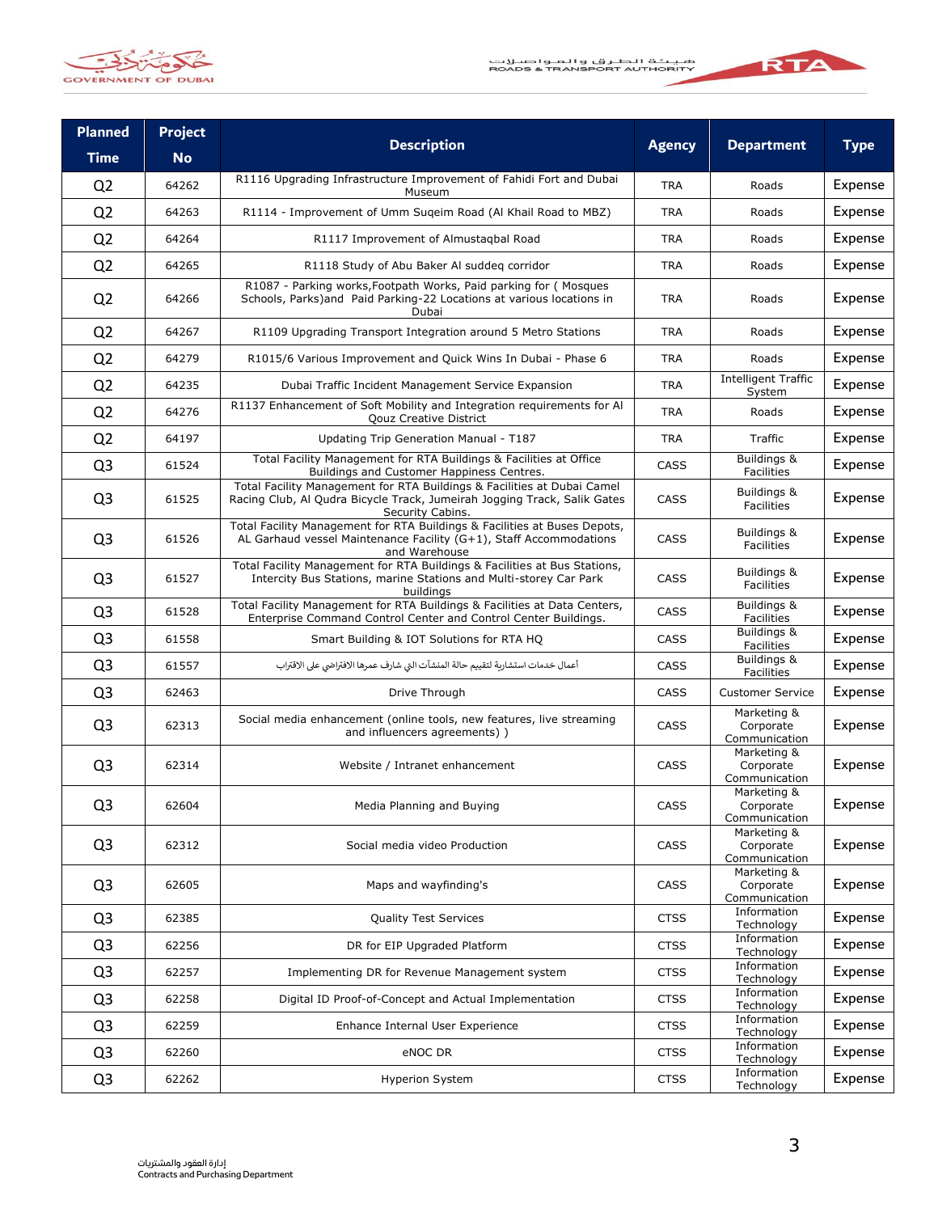| Planned Time | Project No | Description | Agency | Department | Type |
|---|---|---|---|---|---|
| Q2 | 64262 | R1116 Upgrading Infrastructure Improvement of Fahidi Fort and Dubai Museum | TRA | Roads | Expense |
| Q2 | 64263 | R1114 - Improvement of Umm Suqeim Road (Al Khail Road to MBZ) | TRA | Roads | Expense |
| Q2 | 64264 | R1117 Improvement of Almustaqbal Road | TRA | Roads | Expense |
| Q2 | 64265 | R1118 Study of Abu Baker Al suddeq corridor | TRA | Roads | Expense |
| Q2 | 64266 | R1087 - Parking works,Footpath Works, Paid parking for ( Mosques Schools, Parks)and Paid Parking-22 Locations at various locations in Dubai | TRA | Roads | Expense |
| Q2 | 64267 | R1109 Upgrading Transport Integration around 5 Metro Stations | TRA | Roads | Expense |
| Q2 | 64279 | R1015/6 Various Improvement and Quick Wins In Dubai - Phase 6 | TRA | Roads | Expense |
| Q2 | 64235 | Dubai Traffic Incident Management Service Expansion | TRA | Intelligent Traffic System | Expense |
| Q2 | 64276 | R1137 Enhancement of Soft Mobility and Integration requirements for Al Qouz Creative District | TRA | Roads | Expense |
| Q2 | 64197 | Updating Trip Generation Manual - T187 | TRA | Traffic | Expense |
| Q3 | 61524 | Total Facility Management for RTA Buildings & Facilities at Office Buildings and Customer Happiness Centres. | CASS | Buildings & Facilities | Expense |
| Q3 | 61525 | Total Facility Management for RTA Buildings & Facilities at Dubai Camel Racing Club, Al Qudra Bicycle Track, Jumeirah Jogging Track, Salik Gates Security Cabins. | CASS | Buildings & Facilities | Expense |
| Q3 | 61526 | Total Facility Management for RTA Buildings & Facilities at Buses Depots, AL Garhaud vessel Maintenance Facility (G+1), Staff Accommodations and Warehouse | CASS | Buildings & Facilities | Expense |
| Q3 | 61527 | Total Facility Management for RTA Buildings & Facilities at Bus Stations, Intercity Bus Stations, marine Stations and Multi-storey Car Park buildings | CASS | Buildings & Facilities | Expense |
| Q3 | 61528 | Total Facility Management for RTA Buildings & Facilities at Data Centers, Enterprise Command Control Center and Control Center Buildings. | CASS | Buildings & Facilities | Expense |
| Q3 | 61558 | Smart Building & IOT Solutions for RTA HQ | CASS | Buildings & Facilities | Expense |
| Q3 | 61557 | أعمال خدمات استشارية لتقييم حالة المنشآت التي شارف عمرها الافتراضي على الاقتراب | CASS | Buildings & Facilities | Expense |
| Q3 | 62463 | Drive Through | CASS | Customer Service | Expense |
| Q3 | 62313 | Social media enhancement (online tools, new features, live streaming and influencers agreements) ) | CASS | Marketing & Corporate Communication | Expense |
| Q3 | 62314 | Website / Intranet enhancement | CASS | Marketing & Corporate Communication | Expense |
| Q3 | 62604 | Media Planning and Buying | CASS | Marketing & Corporate Communication | Expense |
| Q3 | 62312 | Social media video Production | CASS | Marketing & Corporate Communication | Expense |
| Q3 | 62605 | Maps and wayfinding's | CASS | Marketing & Corporate Communication | Expense |
| Q3 | 62385 | Quality Test Services | CTSS | Information Technology | Expense |
| Q3 | 62256 | DR for EIP Upgraded Platform | CTSS | Information Technology | Expense |
| Q3 | 62257 | Implementing DR for Revenue Management system | CTSS | Information Technology | Expense |
| Q3 | 62258 | Digital ID Proof-of-Concept and Actual Implementation | CTSS | Information Technology | Expense |
| Q3 | 62259 | Enhance Internal User Experience | CTSS | Information Technology | Expense |
| Q3 | 62260 | eNOC DR | CTSS | Information Technology | Expense |
| Q3 | 62262 | Hyperion System | CTSS | Information Technology | Expense |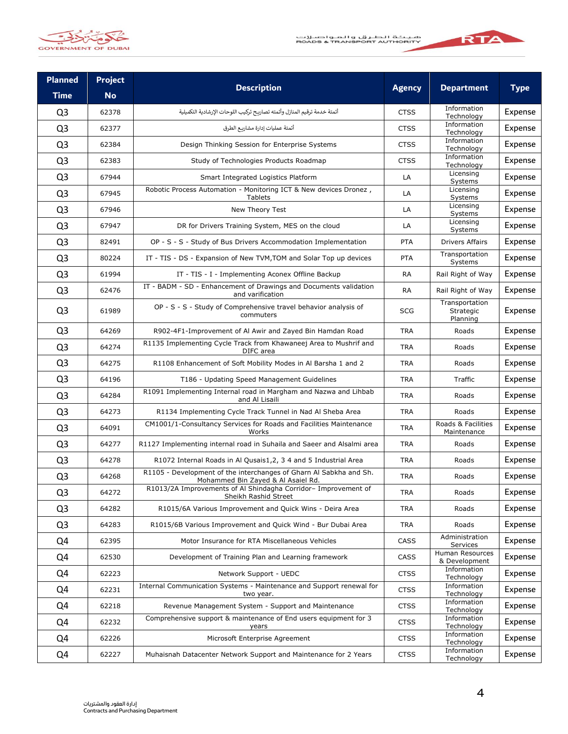| Planned Time | Project No | Description | Agency | Department | Type |
|---|---|---|---|---|---|
| Q3 | 62378 | أتمتة خدمة ترقيم المنازل وأتمته تصاريح تركيب اللوحات الإرشادية التكميلية | CTSS | Information Technology | Expense |
| Q3 | 62377 | أتمتة عمليات إدارة مشاريع الطرق | CTSS | Information Technology | Expense |
| Q3 | 62384 | Design Thinking Session for Enterprise Systems | CTSS | Information Technology | Expense |
| Q3 | 62383 | Study of Technologies Products Roadmap | CTSS | Information Technology | Expense |
| Q3 | 67944 | Smart Integrated Logistics Platform | LA | Licensing Systems | Expense |
| Q3 | 67945 | Robotic Process Automation - Monitoring ICT & New devices Dronez , Tablets | LA | Licensing Systems | Expense |
| Q3 | 67946 | New Theory Test | LA | Licensing Systems | Expense |
| Q3 | 67947 | DR for Drivers Training System, MES on the cloud | LA | Licensing Systems | Expense |
| Q3 | 82491 | OP - S - S - Study of Bus Drivers Accommodation Implementation | PTA | Drivers Affairs | Expense |
| Q3 | 80224 | IT - TIS - DS - Expansion of New TVM,TOM and Solar Top up devices | PTA | Transportation Systems | Expense |
| Q3 | 61994 | IT - TIS - I - Implementing Aconex Offline Backup | RA | Rail Right of Way | Expense |
| Q3 | 62476 | IT - BADM - SD - Enhancement of Drawings and Documents validation and varification | RA | Rail Right of Way | Expense |
| Q3 | 61989 | OP - S - S - Study of Comprehensive travel behavior analysis of commuters | SCG | Transportation Strategic Planning | Expense |
| Q3 | 64269 | R902-4F1-Improvement of Al Awir and Zayed Bin Hamdan Road | TRA | Roads | Expense |
| Q3 | 64274 | R1135 Implementing Cycle Track from Khawaneej Area to Mushrif and DIFC area | TRA | Roads | Expense |
| Q3 | 64275 | R1108 Enhancement of Soft Mobility Modes in Al Barsha 1 and 2 | TRA | Roads | Expense |
| Q3 | 64196 | T186 - Updating Speed Management Guidelines | TRA | Traffic | Expense |
| Q3 | 64284 | R1091 Implementing Internal road in Margham and Nazwa and Lihbab and Al Lisaili | TRA | Roads | Expense |
| Q3 | 64273 | R1134 Implementing Cycle Track Tunnel in Nad Al Sheba Area | TRA | Roads | Expense |
| Q3 | 64091 | CM1001/1-Consultancy Services for Roads and Facilities Maintenance Works | TRA | Roads & Facilities Maintenance | Expense |
| Q3 | 64277 | R1127 Implementing internal road in Suhaila and Saeer and Alsalmi area | TRA | Roads | Expense |
| Q3 | 64278 | R1072 Internal Roads in Al Qusais1,2, 3 4 and 5 Industrial Area | TRA | Roads | Expense |
| Q3 | 64268 | R1105 - Development of the interchanges of Gharn Al Sabkha and Sh. Mohammed Bin Zayed & Al Asaiel Rd. | TRA | Roads | Expense |
| Q3 | 64272 | R1013/2A Improvements of Al Shindagha Corridor– Improvement of Sheikh Rashid Street | TRA | Roads | Expense |
| Q3 | 64282 | R1015/6A Various Improvement and Quick Wins - Deira Area | TRA | Roads | Expense |
| Q3 | 64283 | R1015/6B Various Improvement and Quick Wind - Bur Dubai Area | TRA | Roads | Expense |
| Q4 | 62395 | Motor Insurance for RTA Miscellaneous Vehicles | CASS | Administration Services | Expense |
| Q4 | 62530 | Development of Training Plan and Learning framework | CASS | Human Resources & Development | Expense |
| Q4 | 62223 | Network Support - UEDC | CTSS | Information Technology | Expense |
| Q4 | 62231 | Internal Communication Systems - Maintenance and Support renewal for two year. | CTSS | Information Technology | Expense |
| Q4 | 62218 | Revenue Management System - Support and Maintenance | CTSS | Information Technology | Expense |
| Q4 | 62232 | Comprehensive support & maintenance of End users equipment for 3 years | CTSS | Information Technology | Expense |
| Q4 | 62226 | Microsoft Enterprise Agreement | CTSS | Information Technology | Expense |
| Q4 | 62227 | Muhaisnah Datacenter Network Support and Maintenance for 2 Years | CTSS | Information Technology | Expense |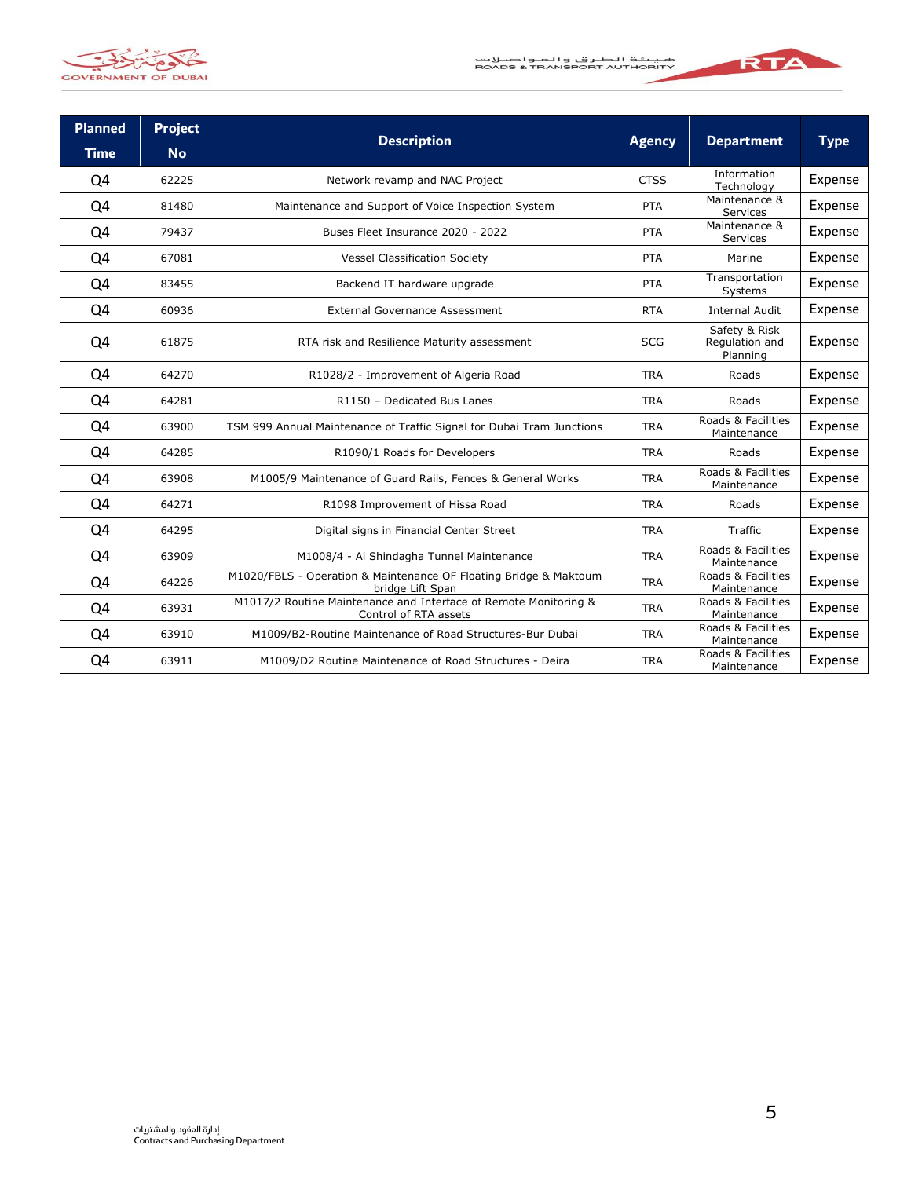| Planned Time | Project No | Description | Agency | Department | Type |
|---|---|---|---|---|---|
| Q4 | 62225 | Network revamp and NAC Project | CTSS | Information Technology | Expense |
| Q4 | 81480 | Maintenance and Support of Voice Inspection System | PTA | Maintenance & Services | Expense |
| Q4 | 79437 | Buses Fleet Insurance 2020 - 2022 | PTA | Maintenance & Services | Expense |
| Q4 | 67081 | Vessel Classification Society | PTA | Marine | Expense |
| Q4 | 83455 | Backend IT hardware upgrade | PTA | Transportation Systems | Expense |
| Q4 | 60936 | External Governance Assessment | RTA | Internal Audit | Expense |
| Q4 | 61875 | RTA risk and Resilience Maturity assessment | SCG | Safety & Risk Regulation and Planning | Expense |
| Q4 | 64270 | R1028/2 - Improvement of Algeria Road | TRA | Roads | Expense |
| Q4 | 64281 | R1150 – Dedicated Bus Lanes | TRA | Roads | Expense |
| Q4 | 63900 | TSM 999 Annual Maintenance of Traffic Signal for Dubai Tram Junctions | TRA | Roads & Facilities Maintenance | Expense |
| Q4 | 64285 | R1090/1 Roads for Developers | TRA | Roads | Expense |
| Q4 | 63908 | M1005/9 Maintenance of Guard Rails, Fences & General Works | TRA | Roads & Facilities Maintenance | Expense |
| Q4 | 64271 | R1098 Improvement of Hissa Road | TRA | Roads | Expense |
| Q4 | 64295 | Digital signs in Financial Center Street | TRA | Traffic | Expense |
| Q4 | 63909 | M1008/4 - Al Shindagha Tunnel Maintenance | TRA | Roads & Facilities Maintenance | Expense |
| Q4 | 64226 | M1020/FBLS - Operation & Maintenance OF Floating Bridge & Maktoum bridge Lift Span | TRA | Roads & Facilities Maintenance | Expense |
| Q4 | 63931 | M1017/2 Routine Maintenance and Interface of Remote Monitoring & Control of RTA assets | TRA | Roads & Facilities Maintenance | Expense |
| Q4 | 63910 | M1009/B2-Routine Maintenance of Road Structures-Bur Dubai | TRA | Roads & Facilities Maintenance | Expense |
| Q4 | 63911 | M1009/D2 Routine Maintenance of Road Structures - Deira | TRA | Roads & Facilities Maintenance | Expense |